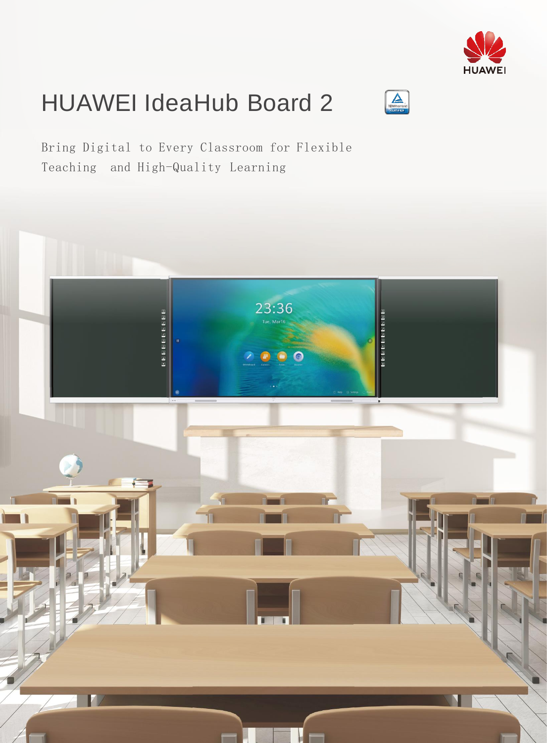# HUAWEI IdeaHub Board 2

Bring Digital to Every Classroom for Flexible Teaching and High-Quality Learning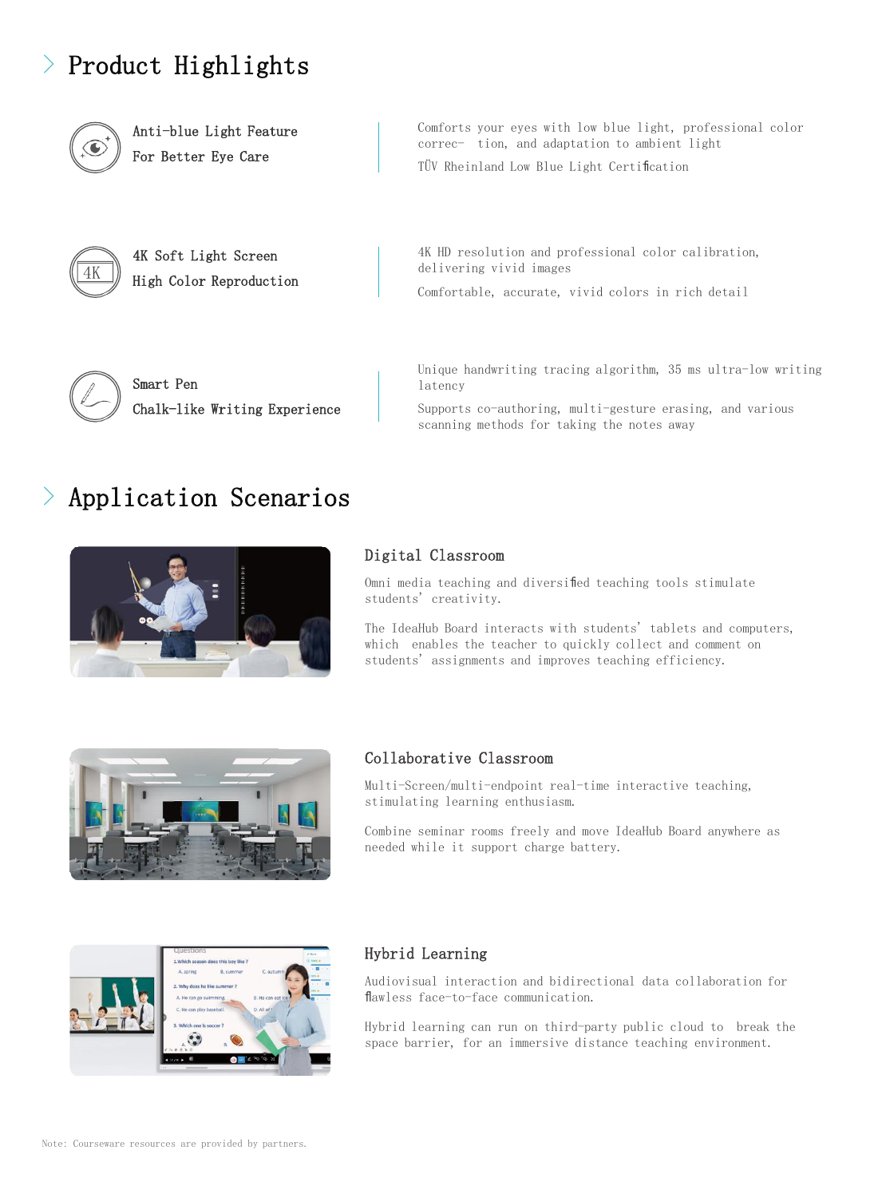## Product Highlights

### Anti-blue Light Feature For Better Eye Care

Comforts your eyes with low blue light, professional color correc- tion, and adaptation to ambient light

TÜV Rheinland Low Blue Light Certification

### 4K Soft Light Screen High Color Reproduction

4K HD resolution and professional color calibration, delivering vivid images

Comfortable, accurate, vivid colors in rich detail

### Smart Pen Chalk-like Writing Experience

Unique handwriting tracing algorithm, 35 ms ultra-low writing latency

Supports co-authoring, multi-gesture erasing, and various scanning methods for taking the notes away

## Application Scenarios

### Digital Classroom

Omni media teaching and diversified teaching tools stimulate students' creativity.

The IdeaHub Board interacts with students' tablets and computers, which enables the teacher to quickly collect and comment on students' assignments and improves teaching efficiency.

### Collaborative Classroom

Multi-Screen/multi-endpoint real-time interactive teaching, stimulating learning enthusiasm.

Combine seminar rooms freely and move IdeaHub Board anywhere as needed while it support charge battery.

### Hybrid Learning

Audiovisual interaction and bidirectional data collaboration for flawless face-to-face communication.

Hybrid learning can run on third-party public cloud to break the space barrier, for an immersive distance teaching environment.

Note: Courseware resources are provided by partners.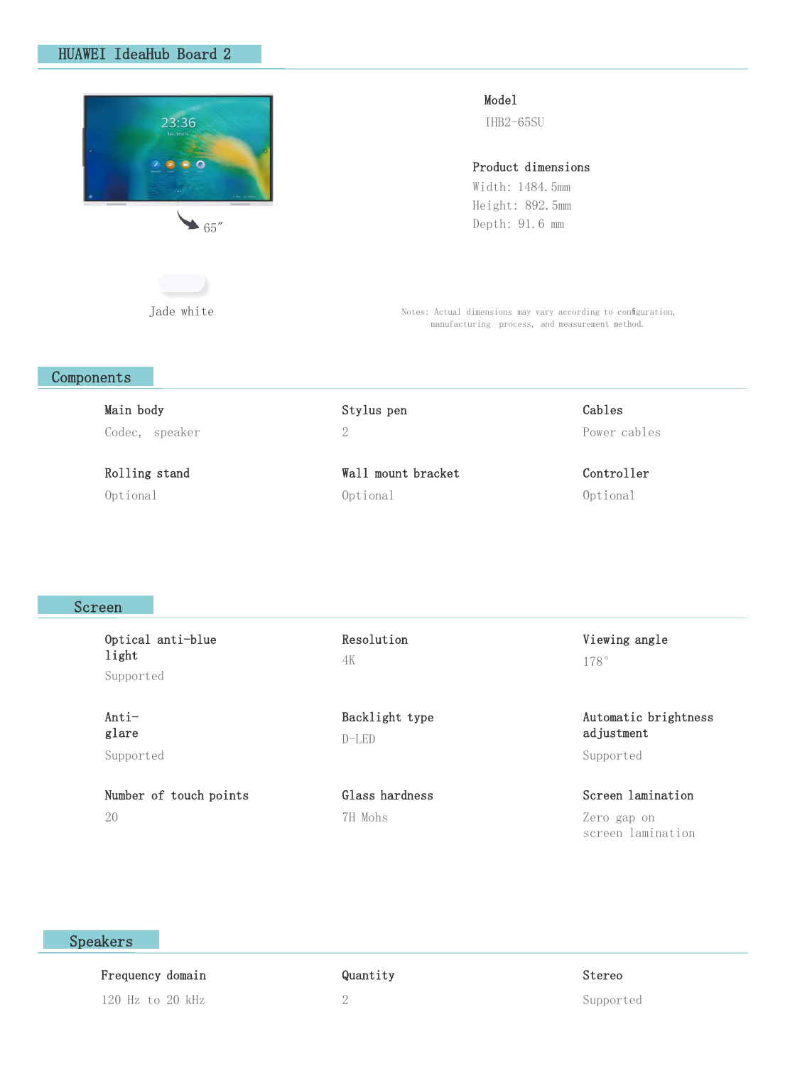## HUAWEI IdeaHub Board 2

65″

Jade white

**Model**

IHB2-65SU

**Product dimensions**

Width: 1484.5mm
Height: 892.5mm
Depth: 91.6 mm

Notes: Actual dimensions may vary according to configuration, manufacturing process, and measurement method.

## Components

**Main body**
Codec, speaker

**Stylus pen**
2

**Cables**
Power cables

**Rolling stand**
Optional

**Wall mount bracket**
Optional

**Controller**
Optional

## Screen

**Optical anti-blue light**
Supported

**Resolution**
4K

**Viewing angle**
178°

**Anti-glare**
Supported

**Backlight type**
D-LED

**Automatic brightness adjustment**
Supported

**Number of touch points**
20

**Glass hardness**
7H Mohs

**Screen lamination**
Zero gap on screen lamination

## Speakers

**Frequency domain**
120 Hz to 20 kHz

**Quantity**
2

**Stereo**
Supported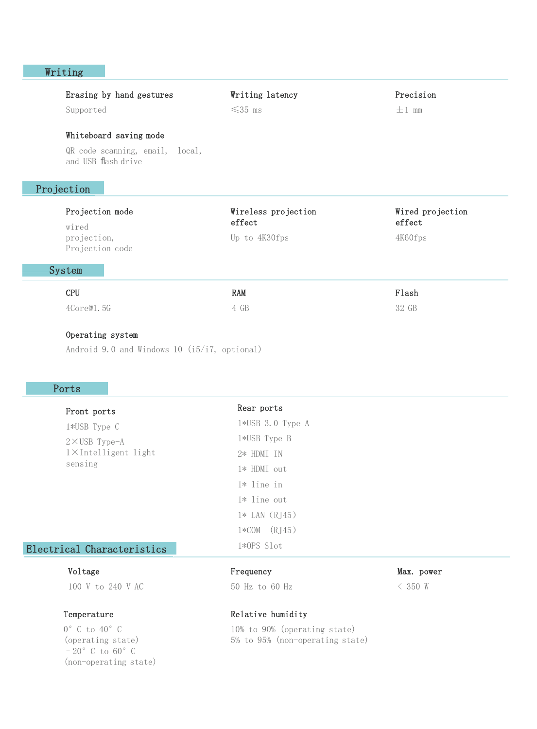## Writing

**Erasing by hand gestures**
Supported

**Writing latency**
≤35 ms

**Precision**
±1 mm

**Whiteboard saving mode**
QR code scanning, email, local, and USB flash drive

## Projection

**Projection mode**
wired projection, Projection code

**Wireless projection effect**
Up to 4K30fps

**Wired projection effect**
4K60fps

## System

**CPU**
4Core@1.5G

**RAM**
4 GB

**Flash**
32 GB

**Operating system**
Android 9.0 and Windows 10 (i5/i7, optional)

## Ports

**Front ports**
1*USB Type C
2×USB Type-A
1×Intelligent light sensing

**Rear ports**
1*USB 3.0 Type A
1*USB Type B
2* HDMI IN
1* HDMI out
1* line in
1* line out
1* LAN（RJ45）
1*COM （RJ45）
1*OPS Slot

## Electrical Characteristics

**Voltage**
100 V to 240 V AC

**Frequency**
50 Hz to 60 Hz

**Max. power**
< 350 W

**Temperature**
0° C to 40° C (operating state)
-20° C to 60° C (non-operating state)

**Relative humidity**
10% to 90% (operating state)
5% to 95% (non-operating state)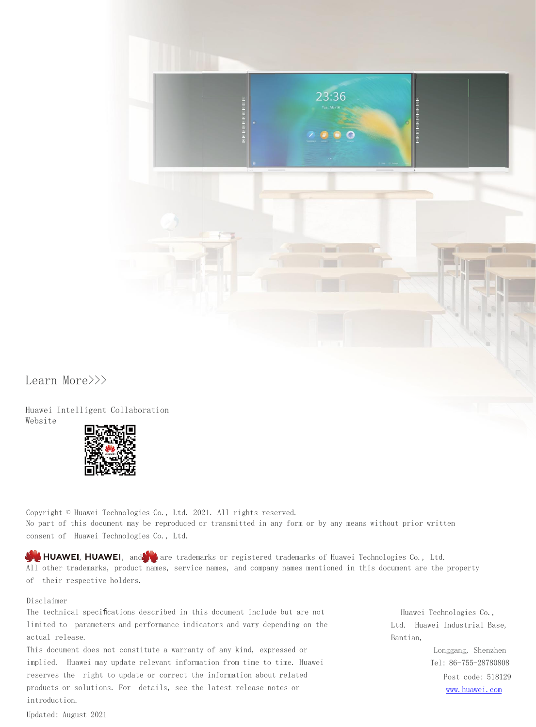Learn More>>>

Huawei Intelligent Collaboration Website

Copyright © Huawei Technologies Co., Ltd. 2021. All rights reserved.
No part of this document may be reproduced or transmitted in any form or by any means without prior written consent of Huawei Technologies Co., Ltd.

HUAWEI, HUAWEI, and are trademarks or registered trademarks of Huawei Technologies Co., Ltd.
All other trademarks, product names, service names, and company names mentioned in this document are the property of their respective holders.

Disclaimer
The technical specifications described in this document include but are not limited to parameters and performance indicators and vary depending on the actual release.
This document does not constitute a warranty of any kind, expressed or implied. Huawei may update relevant information from time to time. Huawei reserves the right to update or correct the information about related products or solutions. For details, see the latest release notes or introduction.

Updated: August 2021

Huawei Technologies Co., Ltd. Huawei Industrial Base, Bantian,
Longgang, Shenzhen
Tel: 86-755-28780808
Post code: 518129
www.huawei.com